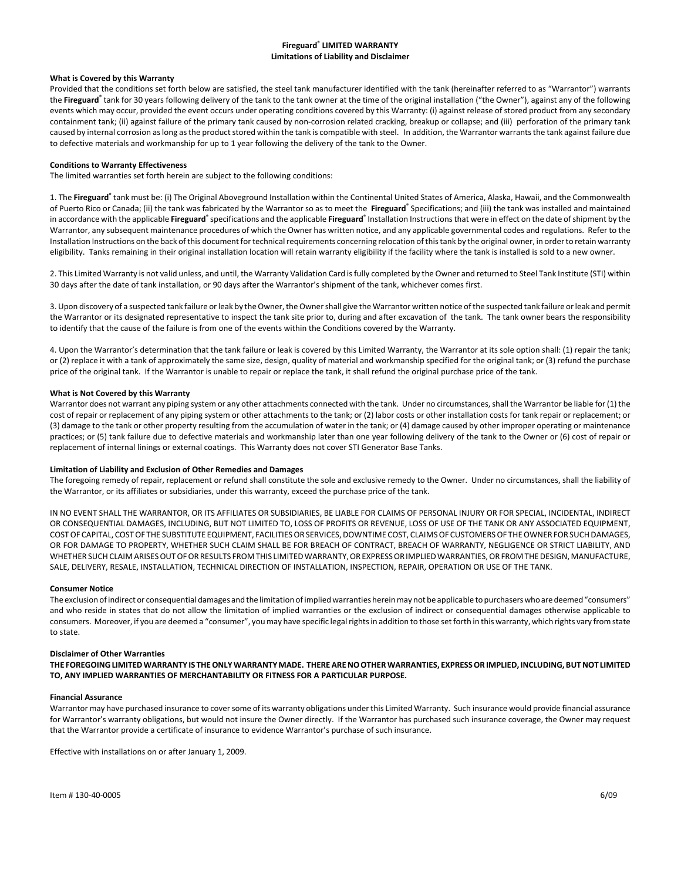# Fireguard® LIMITED WARRANTY
## Limitations of Liability and Disclaimer

### What is Covered by this Warranty

Provided that the conditions set forth below are satisfied, the steel tank manufacturer identified with the tank (hereinafter referred to as "Warrantor") warrants the **Fireguard®** tank for 30 years following delivery of the tank to the tank owner at the time of the original installation ("the Owner"), against any of the following events which may occur, provided the event occurs under operating conditions covered by this Warranty: (i) against release of stored product from any secondary containment tank; (ii) against failure of the primary tank caused by non-corrosion related cracking, breakup or collapse; and (iii) perforation of the primary tank caused by internal corrosion as long as the product stored within the tank is compatible with steel. In addition, the Warrantor warrants the tank against failure due to defective materials and workmanship for up to 1 year following the delivery of the tank to the Owner.

### Conditions to Warranty Effectiveness

The limited warranties set forth herein are subject to the following conditions:

1. The **Fireguard®** tank must be: (i) The Original Aboveground Installation within the Continental United States of America, Alaska, Hawaii, and the Commonwealth of Puerto Rico or Canada; (ii) the tank was fabricated by the Warrantor so as to meet the **Fireguard®** Specifications; and (iii) the tank was installed and maintained in accordance with the applicable **Fireguard®** specifications and the applicable **Fireguard®** Installation Instructions that were in effect on the date of shipment by the Warrantor, any subsequent maintenance procedures of which the Owner has written notice, and any applicable governmental codes and regulations. Refer to the Installation Instructions on the back of this document for technical requirements concerning relocation of this tank by the original owner, in order to retain warranty eligibility. Tanks remaining in their original installation location will retain warranty eligibility if the facility where the tank is installed is sold to a new owner.

2. This Limited Warranty is not valid unless, and until, the Warranty Validation Card is fully completed by the Owner and returned to Steel Tank Institute (STI) within 30 days after the date of tank installation, or 90 days after the Warrantor's shipment of the tank, whichever comes first.

3. Upon discovery of a suspected tank failure or leak by the Owner, the Owner shall give the Warrantor written notice of the suspected tank failure or leak and permit the Warrantor or its designated representative to inspect the tank site prior to, during and after excavation of the tank. The tank owner bears the responsibility to identify that the cause of the failure is from one of the events within the Conditions covered by the Warranty.

4. Upon the Warrantor's determination that the tank failure or leak is covered by this Limited Warranty, the Warrantor at its sole option shall: (1) repair the tank; or (2) replace it with a tank of approximately the same size, design, quality of material and workmanship specified for the original tank; or (3) refund the purchase price of the original tank. If the Warrantor is unable to repair or replace the tank, it shall refund the original purchase price of the tank.

### What is Not Covered by this Warranty

Warrantor does not warrant any piping system or any other attachments connected with the tank. Under no circumstances, shall the Warrantor be liable for (1) the cost of repair or replacement of any piping system or other attachments to the tank; or (2) labor costs or other installation costs for tank repair or replacement; or (3) damage to the tank or other property resulting from the accumulation of water in the tank; or (4) damage caused by other improper operating or maintenance practices; or (5) tank failure due to defective materials and workmanship later than one year following delivery of the tank to the Owner or (6) cost of repair or replacement of internal linings or external coatings. This Warranty does not cover STI Generator Base Tanks.

### Limitation of Liability and Exclusion of Other Remedies and Damages

The foregoing remedy of repair, replacement or refund shall constitute the sole and exclusive remedy to the Owner. Under no circumstances, shall the liability of the Warrantor, or its affiliates or subsidiaries, under this warranty, exceed the purchase price of the tank.

IN NO EVENT SHALL THE WARRANTOR, OR ITS AFFILIATES OR SUBSIDIARIES, BE LIABLE FOR CLAIMS OF PERSONAL INJURY OR FOR SPECIAL, INCIDENTAL, INDIRECT OR CONSEQUENTIAL DAMAGES, INCLUDING, BUT NOT LIMITED TO, LOSS OF PROFITS OR REVENUE, LOSS OF USE OF THE TANK OR ANY ASSOCIATED EQUIPMENT, COST OF CAPITAL, COST OF THE SUBSTITUTE EQUIPMENT, FACILITIES OR SERVICES, DOWNTIME COST, CLAIMS OF CUSTOMERS OF THE OWNER FOR SUCH DAMAGES, OR FOR DAMAGE TO PROPERTY, WHETHER SUCH CLAIM SHALL BE FOR BREACH OF CONTRACT, BREACH OF WARRANTY, NEGLIGENCE OR STRICT LIABILITY, AND WHETHER SUCH CLAIM ARISES OUT OF OR RESULTS FROM THIS LIMITED WARRANTY, OR EXPRESS OR IMPLIED WARRANTIES, OR FROM THE DESIGN, MANUFACTURE, SALE, DELIVERY, RESALE, INSTALLATION, TECHNICAL DIRECTION OF INSTALLATION, INSPECTION, REPAIR, OPERATION OR USE OF THE TANK.

### Consumer Notice

The exclusion of indirect or consequential damages and the limitation of implied warranties herein may not be applicable to purchasers who are deemed "consumers" and who reside in states that do not allow the limitation of implied warranties or the exclusion of indirect or consequential damages otherwise applicable to consumers. Moreover, if you are deemed a "consumer", you may have specific legal rights in addition to those set forth in this warranty, which rights vary from state to state.

### Disclaimer of Other Warranties

**THE FOREGOING LIMITED WARRANTY IS THE ONLY WARRANTY MADE. THERE ARE NO OTHER WARRANTIES, EXPRESS OR IMPLIED, INCLUDING, BUT NOT LIMITED TO, ANY IMPLIED WARRANTIES OF MERCHANTABILITY OR FITNESS FOR A PARTICULAR PURPOSE.**

### Financial Assurance

Warrantor may have purchased insurance to cover some of its warranty obligations under this Limited Warranty. Such insurance would provide financial assurance for Warrantor's warranty obligations, but would not insure the Owner directly. If the Warrantor has purchased such insurance coverage, the Owner may request that the Warrantor provide a certificate of insurance to evidence Warrantor's purchase of such insurance.

Effective with installations on or after January 1, 2009.

Item # 130-40-0005 6/09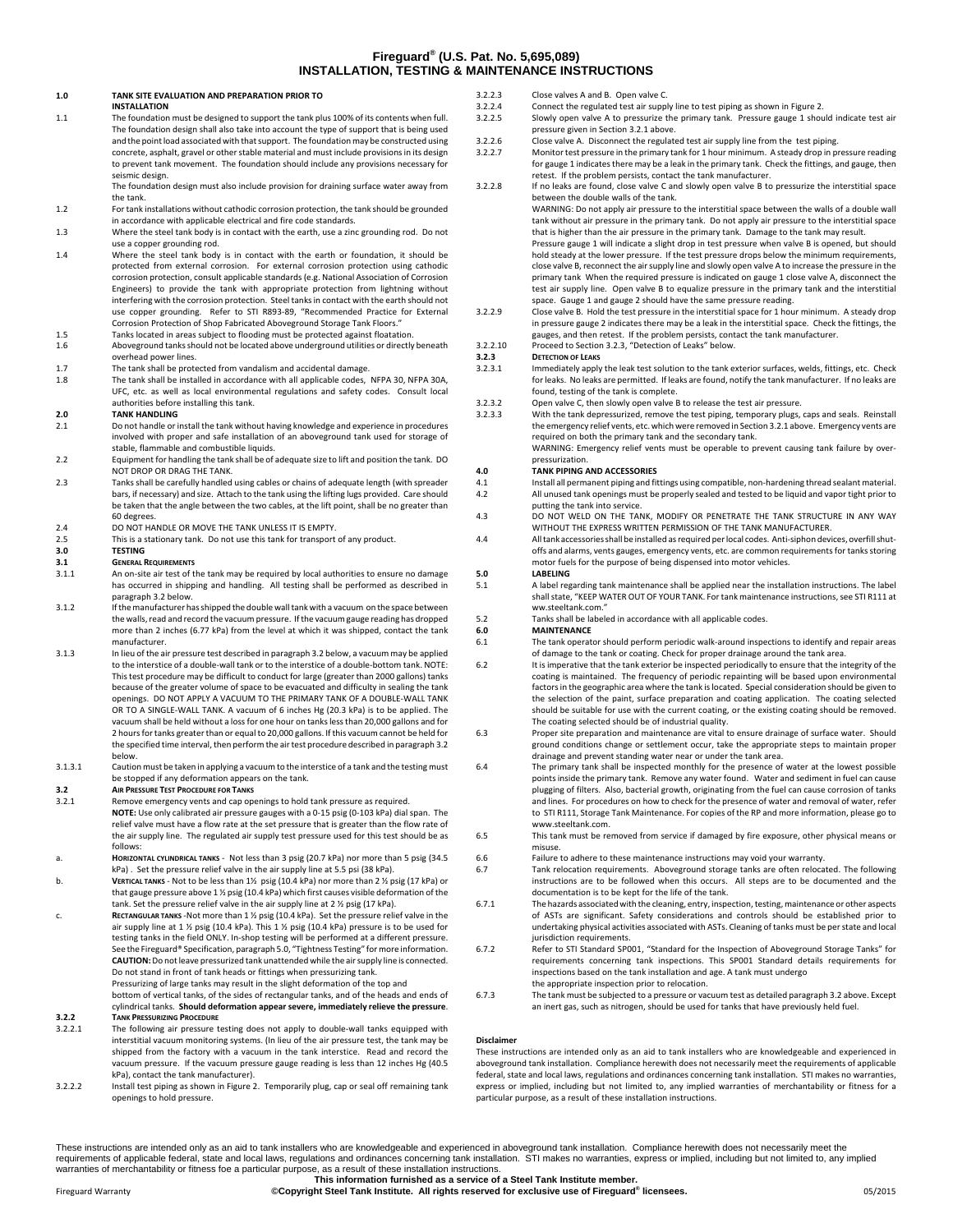# Fireguard® (U.S. Pat. No. 5,695,089)
# INSTALLATION, TESTING & MAINTENANCE INSTRUCTIONS

**1.0 TANK SITE EVALUATION AND PREPARATION PRIOR TO INSTALLATION**

1.1 The foundation must be designed to support the tank plus 100% of its contents when full. The foundation design shall also take into account the type of support that is being used and the point load associated with that support. The foundation may be constructed using concrete, asphalt, gravel or other stable material and must include provisions in its design to prevent tank movement. The foundation should include any provisions necessary for seismic design.
The foundation design must also include provision for draining surface water away from the tank.

1.2 For tank installations without cathodic corrosion protection, the tank should be grounded in accordance with applicable electrical and fire code standards.

1.3 Where the steel tank body is in contact with the earth, use a zinc grounding rod. Do not use a copper grounding rod.

1.4 Where the steel tank body is in contact with the earth or foundation, it should be protected from external corrosion. For external corrosion protection using cathodic corrosion protection, consult applicable standards (e.g. National Association of Corrosion Engineers) to provide the tank with appropriate protection from lightning without interfering with the corrosion protection. Steel tanks in contact with the earth should not use copper grounding. Refer to STI R893-89, "Recommended Practice for External Corrosion Protection of Shop Fabricated Aboveground Storage Tank Floors."

1.5 Tanks located in areas subject to flooding must be protected against floatation.

1.6 Aboveground tanks should not be located above underground utilities or directly beneath overhead power lines.

1.7 The tank shall be protected from vandalism and accidental damage.

1.8 The tank shall be installed in accordance with all applicable codes, NFPA 30, NFPA 30A, UFC, etc. as well as local environmental regulations and safety codes. Consult local authorities before installing this tank.

**2.0 TANK HANDLING**

2.1 Do not handle or install the tank without having knowledge and experience in procedures involved with proper and safe installation of an aboveground tank used for storage of stable, flammable and combustible liquids.

2.2 Equipment for handling the tank shall be of adequate size to lift and position the tank. DO NOT DROP OR DRAG THE TANK.

2.3 Tanks shall be carefully handled using cables or chains of adequate length (with spreader bars, if necessary) and size. Attach to the tank using the lifting lugs provided. Care should be taken that the angle between the two cables, at the lift point, shall be no greater than 60 degrees.

2.4 DO NOT HANDLE OR MOVE THE TANK UNLESS IT IS EMPTY.

2.5 This is a stationary tank. Do not use this tank for transport of any product.

**3.0 TESTING**

**3.1 GENERAL REQUIREMENTS**

3.1.1 An on-site air test of the tank may be required by local authorities to ensure no damage has occurred in shipping and handling. All testing shall be performed as described in paragraph 3.2 below.

3.1.2 If the manufacturer has shipped the double wall tank with a vacuum on the space between the walls, read and record the vacuum pressure. If the vacuum gauge reading has dropped more than 2 inches (6.77 kPa) from the level at which it was shipped, contact the tank manufacturer.

3.1.3 In lieu of the air pressure test described in paragraph 3.2 below, a vacuum may be applied to the interstice of a double-wall tank or to the interstice of a double-bottom tank. NOTE: This test procedure may be difficult to conduct for large (greater than 2000 gallons) tanks because of the greater volume of space to be evacuated and difficulty in sealing the tank openings. DO NOT APPLY A VACUUM TO THE PRIMARY TANK OF A DOUBLE-WALL TANK OR TO A SINGLE-WALL TANK. A vacuum of 6 inches Hg (20.3 kPa) is to be applied. The vacuum shall be held without a loss for one hour on tanks less than 20,000 gallons and for 2 hours for tanks greater than or equal to 20,000 gallons. If this vacuum cannot be held for the specified time interval, then perform the air test procedure described in paragraph 3.2 below.

3.1.3.1 Caution must be taken in applying a vacuum to the interstice of a tank and the testing must be stopped if any deformation appears on the tank.

**3.2 AIR PRESSURE TEST PROCEDURE FOR TANKS**

3.2.1 Remove emergency vents and cap openings to hold tank pressure as required.
**NOTE:** Use only calibrated air pressure gauges with a 0-15 psig (0-103 kPa) dial span. The relief valve must have a flow rate at the set pressure that is greater than the flow rate of the air supply line. The regulated air supply test pressure used for this test should be as follows:

a. **HORIZONTAL CYLINDRICAL TANKS** - Not less than 3 psig (20.7 kPa) nor more than 5 psig (34.5 kPa) . Set the pressure relief valve in the air supply line at 5.5 psi (38 kPa).

b. **VERTICAL TANKS** - Not to be less than 1½ psig (10.4 kPa) nor more than 2 ½ psig (17 kPa) or that gauge pressure above 1 ½ psig (10.4 kPa) which first causes visible deformation of the tank. Set the pressure relief valve in the air supply line at 2 ½ psig (17 kPa).

c. **RECTANGULAR TANKS** -Not more than 1 ½ psig (10.4 kPa). Set the pressure relief valve in the air supply line at 1 ½ psig (10.4 kPa). This 1 ½ psig (10.4 kPa) pressure is to be used for testing tanks in the field ONLY. In-shop testing will be performed at a different pressure. See the Fireguard® Specification, paragraph 5.0, "Tightness Testing" for more information.
**CAUTION:** Do not leave pressurized tank unattended while the air supply line is connected. Do not stand in front of tank heads or fittings when pressurizing tank.
Pressurizing of large tanks may result in the slight deformation of the top and bottom of vertical tanks, of the sides of rectangular tanks, and of the heads and ends of cylindrical tanks. **Should deformation appear severe, immediately relieve the pressure**.

**3.2.2 TANK PRESSURIZING PROCEDURE**

3.2.2.1 The following air pressure testing does not apply to double-wall tanks equipped with interstitial vacuum monitoring systems. (In lieu of the air pressure test, the tank may be shipped from the factory with a vacuum in the tank interstice. Read and record the vacuum pressure. If the vacuum pressure gauge reading is less than 12 inches Hg (40.5 kPa), contact the tank manufacturer).

3.2.2.2 Install test piping as shown in Figure 2. Temporarily plug, cap or seal off remaining tank openings to hold pressure.

3.2.2.3 Close valves A and B. Open valve C.

3.2.2.4 Connect the regulated test air supply line to test piping as shown in Figure 2.

3.2.2.5 Slowly open valve A to pressurize the primary tank. Pressure gauge 1 should indicate test air pressure given in Section 3.2.1 above.

3.2.2.6 Close valve A. Disconnect the regulated test air supply line from the test piping.

3.2.2.7 Monitor test pressure in the primary tank for 1 hour minimum. A steady drop in pressure reading for gauge 1 indicates there may be a leak in the primary tank. Check the fittings, and gauge, then retest. If the problem persists, contact the tank manufacturer.

3.2.2.8 If no leaks are found, close valve C and slowly open valve B to pressurize the interstitial space between the double walls of the tank.
WARNING: Do not apply air pressure to the interstitial space between the walls of a double wall tank without air pressure in the primary tank. Do not apply air pressure to the interstitial space that is higher than the air pressure in the primary tank. Damage to the tank may result.
Pressure gauge 1 will indicate a slight drop in test pressure when valve B is opened, but should hold steady at the lower pressure. If the test pressure drops below the minimum requirements, close valve B, reconnect the air supply line and slowly open valve A to increase the pressure in the primary tank When the required pressure is indicated on gauge 1 close valve A, disconnect the test air supply line. Open valve B to equalize pressure in the primary tank and the interstitial space. Gauge 1 and gauge 2 should have the same pressure reading.

3.2.2.9 Close valve B. Hold the test pressure in the interstitial space for 1 hour minimum. A steady drop in pressure gauge 2 indicates there may be a leak in the interstitial space. Check the fittings, the gauges, and then retest. If the problem persists, contact the tank manufacturer.

3.2.2.10 Proceed to Section 3.2.3, "Detection of Leaks" below.

**3.2.3 DETECTION OF LEAKS**

3.2.3.1 Immediately apply the leak test solution to the tank exterior surfaces, welds, fittings, etc. Check for leaks. No leaks are permitted. If leaks are found, notify the tank manufacturer. If no leaks are found, testing of the tank is complete.

3.2.3.2 Open valve C, then slowly open valve B to release the test air pressure.

3.2.3.3 With the tank depressurized, remove the test piping, temporary plugs, caps and seals. Reinstall the emergency relief vents, etc. which were removed in Section 3.2.1 above. Emergency vents are required on both the primary tank and the secondary tank.
WARNING: Emergency relief vents must be operable to prevent causing tank failure by over-pressurization.

**4.0 TANK PIPING AND ACCESSORIES**

4.1 Install all permanent piping and fittings using compatible, non-hardening thread sealant material.

4.2 All unused tank openings must be properly sealed and tested to be liquid and vapor tight prior to putting the tank into service.

4.3 DO NOT WELD ON THE TANK, MODIFY OR PENETRATE THE TANK STRUCTURE IN ANY WAY WITHOUT THE EXPRESS WRITTEN PERMISSION OF THE TANK MANUFACTURER.

4.4 All tank accessories shall be installed as required per local codes. Anti-siphon devices, overfill shut-offs and alarms, vents gauges, emergency vents, etc. are common requirements for tanks storing motor fuels for the purpose of being dispensed into motor vehicles.

**5.0 LABELING**

5.1 A label regarding tank maintenance shall be applied near the installation instructions. The label shall state, "KEEP WATER OUT OF YOUR TANK. For tank maintenance instructions, see STI R111 at ww.steeltank.com."

5.2 Tanks shall be labeled in accordance with all applicable codes.

**6.0 MAINTENANCE**

6.1 The tank operator should perform periodic walk-around inspections to identify and repair areas of damage to the tank or coating. Check for proper drainage around the tank area.

6.2 It is imperative that the tank exterior be inspected periodically to ensure that the integrity of the coating is maintained. The frequency of periodic repainting will be based upon environmental factors in the geographic area where the tank is located. Special consideration should be given to the selection of the paint, surface preparation and coating application. The coating selected should be suitable for use with the current coating, or the existing coating should be removed. The coating selected should be of industrial quality.

6.3 Proper site preparation and maintenance are vital to ensure drainage of surface water. Should ground conditions change or settlement occur, take the appropriate steps to maintain proper drainage and prevent standing water near or under the tank area.

6.4 The primary tank shall be inspected monthly for the presence of water at the lowest possible points inside the primary tank. Remove any water found. Water and sediment in fuel can cause plugging of filters. Also, bacterial growth, originating from the fuel can cause corrosion of tanks and lines. For procedures on how to check for the presence of water and removal of water, refer to STI R111, Storage Tank Maintenance. For copies of the RP and more information, please go to www.steeltank.com.

6.5 This tank must be removed from service if damaged by fire exposure, other physical means or misuse.

6.6 Failure to adhere to these maintenance instructions may void your warranty.

6.7 Tank relocation requirements. Aboveground storage tanks are often relocated. The following instructions are to be followed when this occurs. All steps are to be documented and the documentation is to be kept for the life of the tank.

6.7.1 The hazards associated with the cleaning, entry, inspection, testing, maintenance or other aspects of ASTs are significant. Safety considerations and controls should be established prior to undertaking physical activities associated with ASTs. Cleaning of tanks must be per state and local jurisdiction requirements.

6.7.2 Refer to STI Standard SP001, "Standard for the Inspection of Aboveground Storage Tanks" for requirements concerning tank inspections. This SP001 Standard details requirements for inspections based on the tank installation and age. A tank must undergo the appropriate inspection prior to relocation.

6.7.3 The tank must be subjected to a pressure or vacuum test as detailed paragraph 3.2 above. Except an inert gas, such as nitrogen, should be used for tanks that have previously held fuel.

**Disclaimer**

These instructions are intended only as an aid to tank installers who are knowledgeable and experienced in aboveground tank installation. Compliance herewith does not necessarily meet the requirements of applicable federal, state and local laws, regulations and ordinances concerning tank installation. STI makes no warranties, express or implied, including but not limited to, any implied warranties of merchantability or fitness for a particular purpose, as a result of these installation instructions.

These instructions are intended only as an aid to tank installers who are knowledgeable and experienced in aboveground tank installation. Compliance herewith does not necessarily meet the requirements of applicable federal, state and local laws, regulations and ordinances concerning tank installation. STI makes no warranties, express or implied, including but not limited to, any implied warranties of merchantability or fitness foe a particular purpose, as a result of these installation instructions.

**This information furnished as a service of a Steel Tank Institute member.**

**©Copyright Steel Tank Institute. All rights reserved for exclusive use of Fireguard® licensees.**